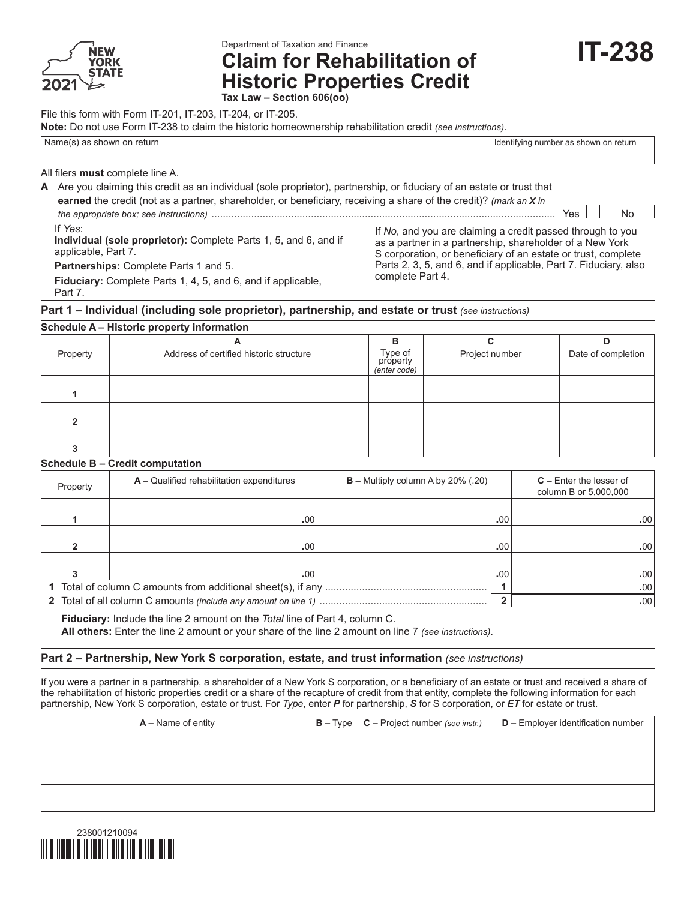Department of Taxation and Finance

# Claim for Rehabilitation of Historic Properties Credit

**IT-238**

2021

**Tax Law – Section 606(oo)**

File this form with Form IT-201, IT-203, IT-204, or IT-205.

**Note:** Do not use Form IT-238 to claim the historic homeownership rehabilitation credit *(see instructions)*.

| Name(s) as shown on return | Identifying number as shown on return |
|---|---|
| | |

All filers **must** complete line A.

**A** Are you claiming this credit as an individual (sole proprietor), partnership, or fiduciary of an estate or trust that **earned** the credit (not as a partner, shareholder, or beneficiary, receiving a share of the credit)? *(mark an **X** in the appropriate box; see instructions)* ........ Yes ☐ No ☐

If *Yes*:

**Individual (sole proprietor):** Complete Parts 1, 5, and 6, and if applicable, Part 7.

**Partnerships:** Complete Parts 1 and 5.

**Fiduciary:** Complete Parts 1, 4, 5, and 6, and if applicable, Part 7.

If *No*, and you are claiming a credit passed through to you as a partner in a partnership, shareholder of a New York S corporation, or beneficiary of an estate or trust, complete Parts 2, 3, 5, and 6, and if applicable, Part 7. Fiduciary, also complete Part 4.

## Part 1 – Individual (including sole proprietor), partnership, and estate or trust *(see instructions)*

### Schedule A – Historic property information

| Property | A<br>Address of certified historic structure | B<br>Type of property *(enter code)* | C<br>Project number | D<br>Date of completion |
|---|---|---|---|---|
| 1 | | | | |
| 2 | | | | |
| 3 | | | | |

### Schedule B – Credit computation

| Property | A – Qualified rehabilitation expenditures | B – Multiply column A by 20% (.20) | C – Enter the lesser of column B or 5,000,000 |
|---|---|---|---|
| 1 | .00 | .00 | .00 |
| 2 | .00 | .00 | .00 |
| 3 | .00 | .00 | .00 |

**1** Total of column C amounts from additional sheet(s), if any ........ **1** .00

**2** Total of all column C amounts *(include any amount on line 1)* ........ **2** .00

**Fiduciary:** Include the line 2 amount on the *Total* line of Part 4, column C.
**All others:** Enter the line 2 amount or your share of the line 2 amount on line 7 *(see instructions)*.

## Part 2 – Partnership, New York S corporation, estate, and trust information *(see instructions)*

If you were a partner in a partnership, a shareholder of a New York S corporation, or a beneficiary of an estate or trust and received a share of the rehabilitation of historic properties credit or a share of the recapture of credit from that entity, complete the following information for each partnership, New York S corporation, estate or trust. For *Type*, enter ***P*** for partnership, ***S*** for S corporation, or ***ET*** for estate or trust.

| A – Name of entity | B – Type | C – Project number *(see instr.)* | D – Employer identification number |
|---|---|---|---|
| | | | |
| | | | |
| | | | |

238001210094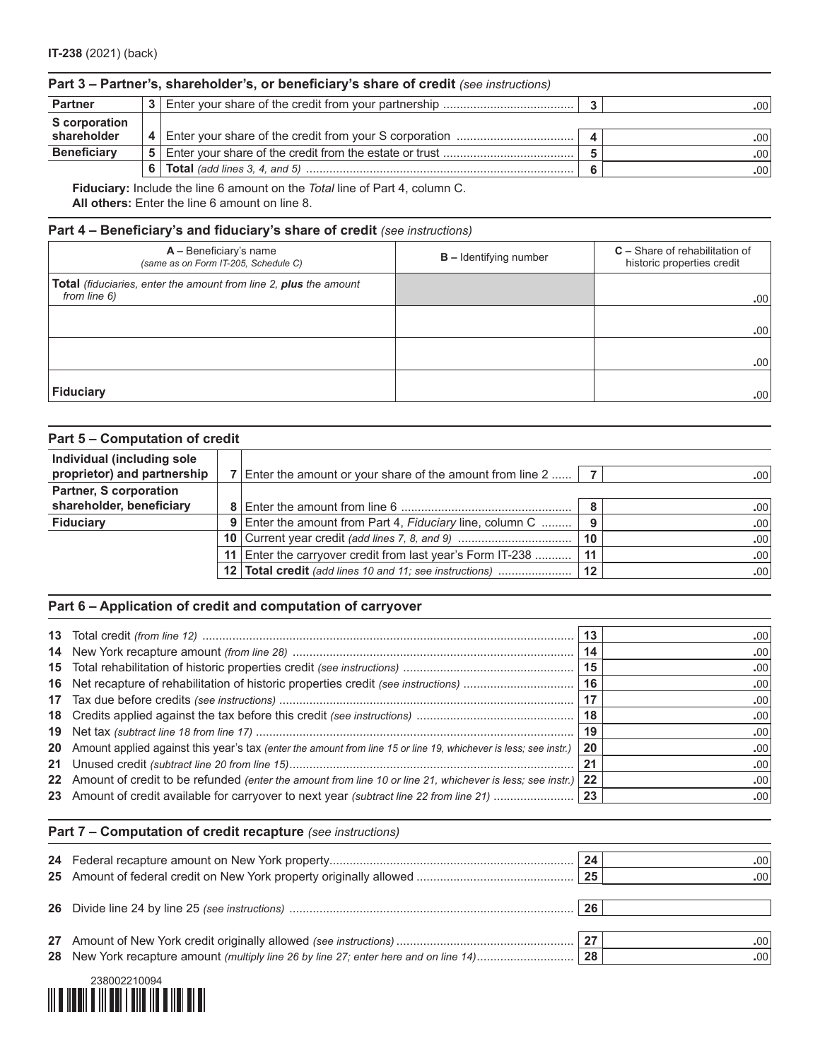IT-238 (2021) (back)

## Part 3 – Partner's, shareholder's, or beneficiary's share of credit *(see instructions)*

| | | | | |
|---|---|---|---|---|
| **Partner** | 3 | Enter your share of the credit from your partnership | 3 | .00 |
| **S corporation shareholder** | 4 | Enter your share of the credit from your S corporation | 4 | .00 |
| **Beneficiary** | 5 | Enter your share of the credit from the estate or trust | 5 | .00 |
| | 6 | **Total** *(add lines 3, 4, and 5)* | 6 | .00 |

**Fiduciary:** Include the line 6 amount on the *Total* line of Part 4, column C.
**All others:** Enter the line 6 amount on line 8.

## Part 4 – Beneficiary's and fiduciary's share of credit *(see instructions)*

| A – Beneficiary's name *(same as on Form IT-205, Schedule C)* | B – Identifying number | C – Share of rehabilitation of historic properties credit |
|---|---|---|
| **Total** *(fiduciaries, enter the amount from line 2, **plus** the amount from line 6)* | | .00 |
| | | .00 |
| | | .00 |
| **Fiduciary** | | .00 |

## Part 5 – Computation of credit

| | | | | |
|---|---|---|---|---|
| **Individual (including sole proprietor) and partnership** | 7 | Enter the amount or your share of the amount from line 2 | 7 | .00 |
| **Partner, S corporation shareholder, beneficiary** | 8 | Enter the amount from line 6 | 8 | .00 |
| **Fiduciary** | 9 | Enter the amount from Part 4, *Fiduciary* line, column C | 9 | .00 |
| | 10 | Current year credit *(add lines 7, 8, and 9)* | 10 | .00 |
| | 11 | Enter the carryover credit from last year's Form IT-238 | 11 | .00 |
| | 12 | **Total credit** *(add lines 10 and 11; see instructions)* | 12 | .00 |

## Part 6 – Application of credit and computation of carryover

| | | | |
|---|---|---|---|
| 13 | Total credit *(from line 12)* | 13 | .00 |
| 14 | New York recapture amount *(from line 28)* | 14 | .00 |
| 15 | Total rehabilitation of historic properties credit *(see instructions)* | 15 | .00 |
| 16 | Net recapture of rehabilitation of historic properties credit *(see instructions)* | 16 | .00 |
| 17 | Tax due before credits *(see instructions)* | 17 | .00 |
| 18 | Credits applied against the tax before this credit *(see instructions)* | 18 | .00 |
| 19 | Net tax *(subtract line 18 from line 17)* | 19 | .00 |
| 20 | Amount applied against this year's tax *(enter the amount from line 15 or line 19, whichever is less; see instr.)* | 20 | .00 |
| 21 | Unused credit *(subtract line 20 from line 15)* | 21 | .00 |
| 22 | Amount of credit to be refunded *(enter the amount from line 10 or line 21, whichever is less; see instr.)* | 22 | .00 |
| 23 | Amount of credit available for carryover to next year *(subtract line 22 from line 21)* | 23 | .00 |

## Part 7 – Computation of credit recapture *(see instructions)*

| | | | |
|---|---|---|---|
| 24 | Federal recapture amount on New York property | 24 | .00 |
| 25 | Amount of federal credit on New York property originally allowed | 25 | .00 |
| 26 | Divide line 24 by line 25 *(see instructions)* | 26 | |
| 27 | Amount of New York credit originally allowed *(see instructions)* | 27 | .00 |
| 28 | New York recapture amount *(multiply line 26 by line 27; enter here and on line 14)* | 28 | .00 |

238002210094